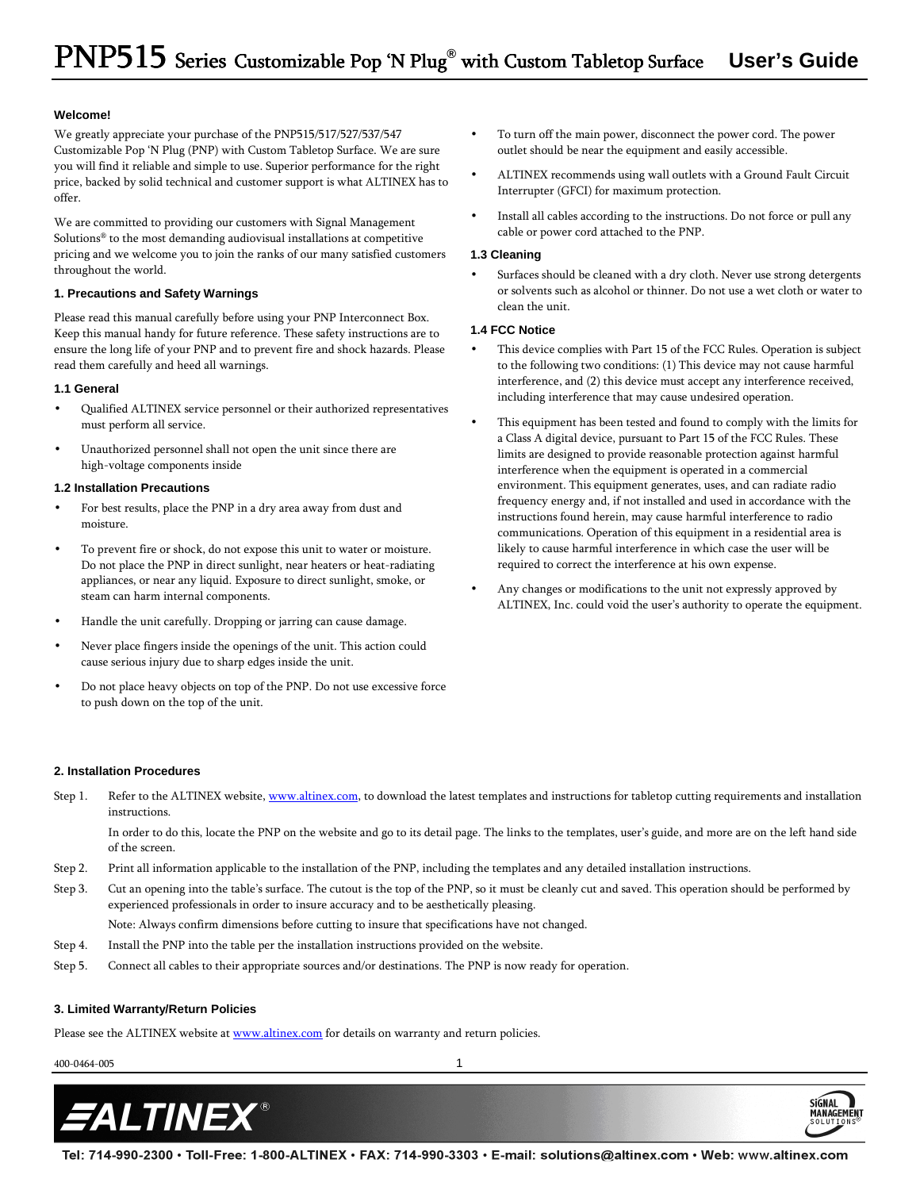# PNP515 Series Customizable Pop 'N Plug® with Custom Tabletop Surface User's Guide

**Welcome!**

We greatly appreciate your purchase of the PNP515/517/527/537/547 Customizable Pop 'N Plug (PNP) with Custom Tabletop Surface. We are sure you will find it reliable and simple to use. Superior performance for the right price, backed by solid technical and customer support is what ALTINEX has to offer.

We are committed to providing our customers with Signal Management Solutions® to the most demanding audiovisual installations at competitive pricing and we welcome you to join the ranks of our many satisfied customers throughout the world.

## 1. Precautions and Safety Warnings

Please read this manual carefully before using your PNP Interconnect Box. Keep this manual handy for future reference. These safety instructions are to ensure the long life of your PNP and to prevent fire and shock hazards. Please read them carefully and heed all warnings.

### 1.1 General

- Qualified ALTINEX service personnel or their authorized representatives must perform all service.
- Unauthorized personnel shall not open the unit since there are high-voltage components inside

### 1.2 Installation Precautions

- For best results, place the PNP in a dry area away from dust and moisture.
- To prevent fire or shock, do not expose this unit to water or moisture. Do not place the PNP in direct sunlight, near heaters or heat-radiating appliances, or near any liquid. Exposure to direct sunlight, smoke, or steam can harm internal components.
- Handle the unit carefully. Dropping or jarring can cause damage.
- Never place fingers inside the openings of the unit. This action could cause serious injury due to sharp edges inside the unit.
- Do not place heavy objects on top of the PNP. Do not use excessive force to push down on the top of the unit.
- To turn off the main power, disconnect the power cord. The power outlet should be near the equipment and easily accessible.
- ALTINEX recommends using wall outlets with a Ground Fault Circuit Interrupter (GFCI) for maximum protection.
- Install all cables according to the instructions. Do not force or pull any cable or power cord attached to the PNP.

### 1.3 Cleaning

- Surfaces should be cleaned with a dry cloth. Never use strong detergents or solvents such as alcohol or thinner. Do not use a wet cloth or water to clean the unit.

### 1.4 FCC Notice

- This device complies with Part 15 of the FCC Rules. Operation is subject to the following two conditions: (1) This device may not cause harmful interference, and (2) this device must accept any interference received, including interference that may cause undesired operation.
- This equipment has been tested and found to comply with the limits for a Class A digital device, pursuant to Part 15 of the FCC Rules. These limits are designed to provide reasonable protection against harmful interference when the equipment is operated in a commercial environment. This equipment generates, uses, and can radiate radio frequency energy and, if not installed and used in accordance with the instructions found herein, may cause harmful interference to radio communications. Operation of this equipment in a residential area is likely to cause harmful interference in which case the user will be required to correct the interference at his own expense.
- Any changes or modifications to the unit not expressly approved by ALTINEX, Inc. could void the user's authority to operate the equipment.

## 2. Installation Procedures

Step 1. Refer to the ALTINEX website, www.altinex.com, to download the latest templates and instructions for tabletop cutting requirements and installation instructions.

In order to do this, locate the PNP on the website and go to its detail page. The links to the templates, user's guide, and more are on the left hand side of the screen.

Step 2. Print all information applicable to the installation of the PNP, including the templates and any detailed installation instructions.

Step 3. Cut an opening into the table's surface. The cutout is the top of the PNP, so it must be cleanly cut and saved. This operation should be performed by experienced professionals in order to insure accuracy and to be aesthetically pleasing.

Note: Always confirm dimensions before cutting to insure that specifications have not changed.

Step 4. Install the PNP into the table per the installation instructions provided on the website.

Step 5. Connect all cables to their appropriate sources and/or destinations. The PNP is now ready for operation.

## 3. Limited Warranty/Return Policies

Please see the ALTINEX website at www.altinex.com for details on warranty and return policies.

400-0464-005

Tel: 714-990-2300 • Toll-Free: 1-800-ALTINEX • FAX: 714-990-3303 • E-mail: solutions@altinex.com • Web: www.altinex.com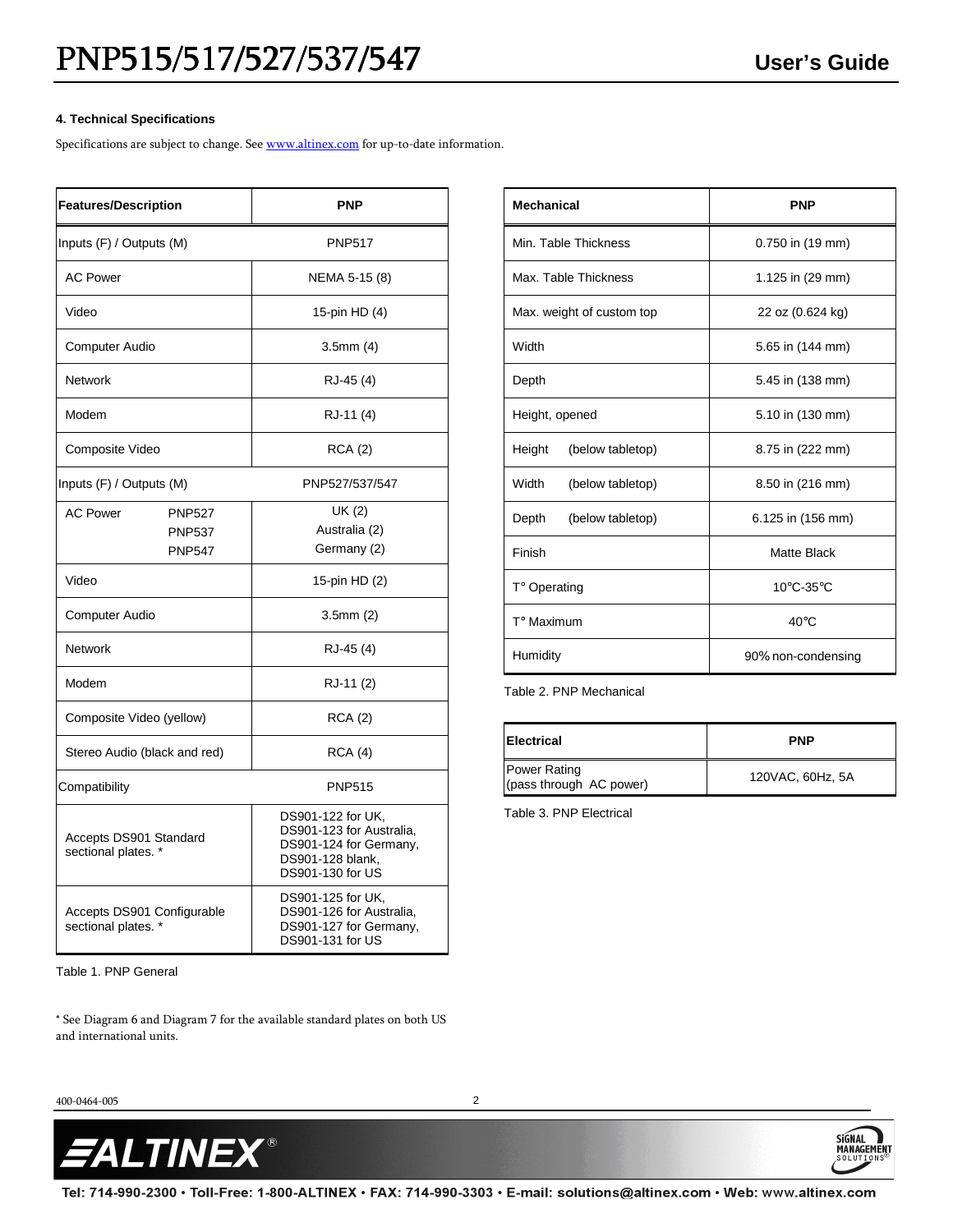#### 4. Technical Specifications

Specifications are subject to change. See www.altinex.com for up-to-date information.

| Features/Description | PNP |
|---|---|
| Inputs (F) / Outputs (M) | PNP517 |
| AC Power | NEMA 5-15 (8) |
| Video | 15-pin HD (4) |
| Computer Audio | 3.5mm (4) |
| Network | RJ-45 (4) |
| Modem | RJ-11 (4) |
| Composite Video | RCA (2) |
| Inputs (F) / Outputs (M) | PNP527/537/547 |
| AC Power PNP527 PNP537 PNP547 | UK (2) Australia (2) Germany (2) |
| Video | 15-pin HD (2) |
| Computer Audio | 3.5mm (2) |
| Network | RJ-45 (4) |
| Modem | RJ-11 (2) |
| Composite Video (yellow) | RCA (2) |
| Stereo Audio (black and red) | RCA (4) |
| Compatibility | PNP515 |
| Accepts DS901 Standard sectional plates. * | DS901-122 for UK, DS901-123 for Australia, DS901-124 for Germany, DS901-128 blank, DS901-130 for US |
| Accepts DS901 Configurable sectional plates. * | DS901-125 for UK, DS901-126 for Australia, DS901-127 for Germany, DS901-131 for US |

Table 1. PNP General

* See Diagram 6 and Diagram 7 for the available standard plates on both US and international units.

| Mechanical | PNP |
|---|---|
| Min. Table Thickness | 0.750 in (19 mm) |
| Max. Table Thickness | 1.125 in (29 mm) |
| Max. weight of custom top | 22 oz (0.624 kg) |
| Width | 5.65 in (144 mm) |
| Depth | 5.45 in (138 mm) |
| Height, opened | 5.10 in (130 mm) |
| Height (below tabletop) | 8.75 in (222 mm) |
| Width (below tabletop) | 8.50 in (216 mm) |
| Depth (below tabletop) | 6.125 in (156 mm) |
| Finish | Matte Black |
| T° Operating | 10°C-35°C |
| T° Maximum | 40°C |
| Humidity | 90% non-condensing |

Table 2. PNP Mechanical

| Electrical | PNP |
|---|---|
| Power Rating (pass through AC power) | 120VAC, 60Hz, 5A |

Table 3. PNP Electrical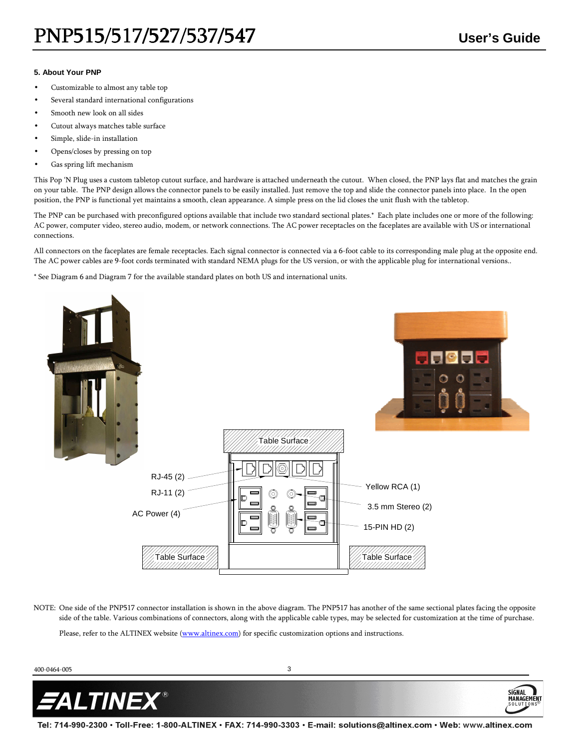## 5. About Your PNP

- Customizable to almost any table top
- Several standard international configurations
- Smooth new look on all sides
- Cutout always matches table surface
- Simple, slide-in installation
- Opens/closes by pressing on top
- Gas spring lift mechanism

This Pop 'N Plug uses a custom tabletop cutout surface, and hardware is attached underneath the cutout. When closed, the PNP lays flat and matches the grain on your table. The PNP design allows the connector panels to be easily installed. Just remove the top and slide the connector panels into place. In the open position, the PNP is functional yet maintains a smooth, clean appearance. A simple press on the lid closes the unit flush with the tabletop.

The PNP can be purchased with preconfigured options available that include two standard sectional plates.* Each plate includes one or more of the following: AC power, computer video, stereo audio, modem, or network connections. The AC power receptacles on the faceplates are available with US or international connections.

All connectors on the faceplates are female receptacles. Each signal connector is connected via a 6-foot cable to its corresponding male plug at the opposite end. The AC power cables are 9-foot cords terminated with standard NEMA plugs for the US version, or with the applicable plug for international versions..

* See Diagram 6 and Diagram 7 for the available standard plates on both US and international units.

Table Surface

RJ-45 (2)

RJ-11 (2)

AC Power (4)

Yellow RCA (1)

3.5 mm Stereo (2)

15-PIN HD (2)

Table Surface

Table Surface

NOTE: One side of the PNP517 connector installation is shown in the above diagram. The PNP517 has another of the same sectional plates facing the opposite side of the table. Various combinations of connectors, along with the applicable cable types, may be selected for customization at the time of purchase.

Please, refer to the ALTINEX website (www.altinex.com) for specific customization options and instructions.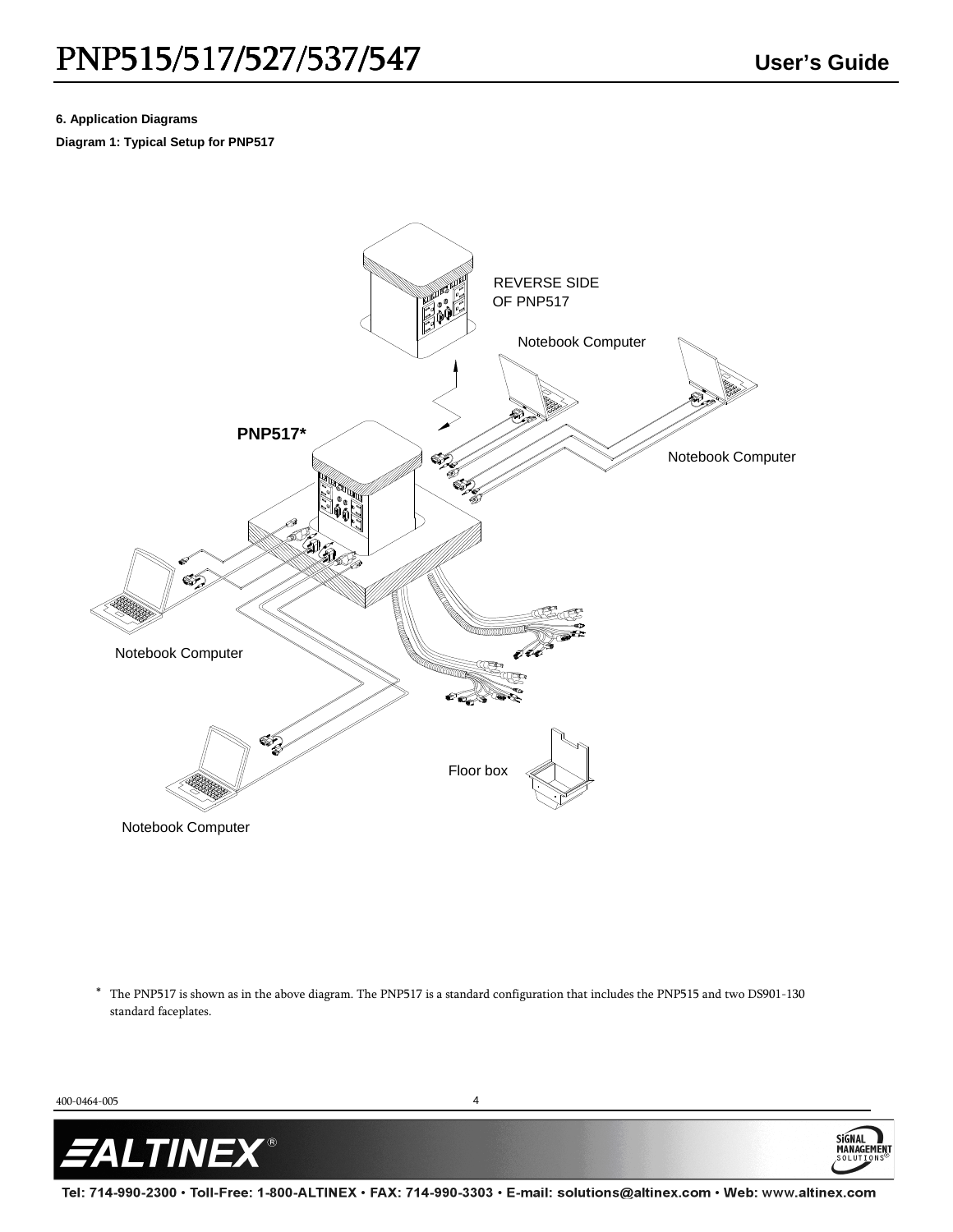## 6. Application Diagrams

**Diagram 1: Typical Setup for PNP517**

REVERSE SIDE OF PNP517

Notebook Computer

PNP517*

Notebook Computer

Notebook Computer

Floor box

Notebook Computer

* The PNP517 is shown as in the above diagram. The PNP517 is a standard configuration that includes the PNP515 and two DS901-130 standard faceplates.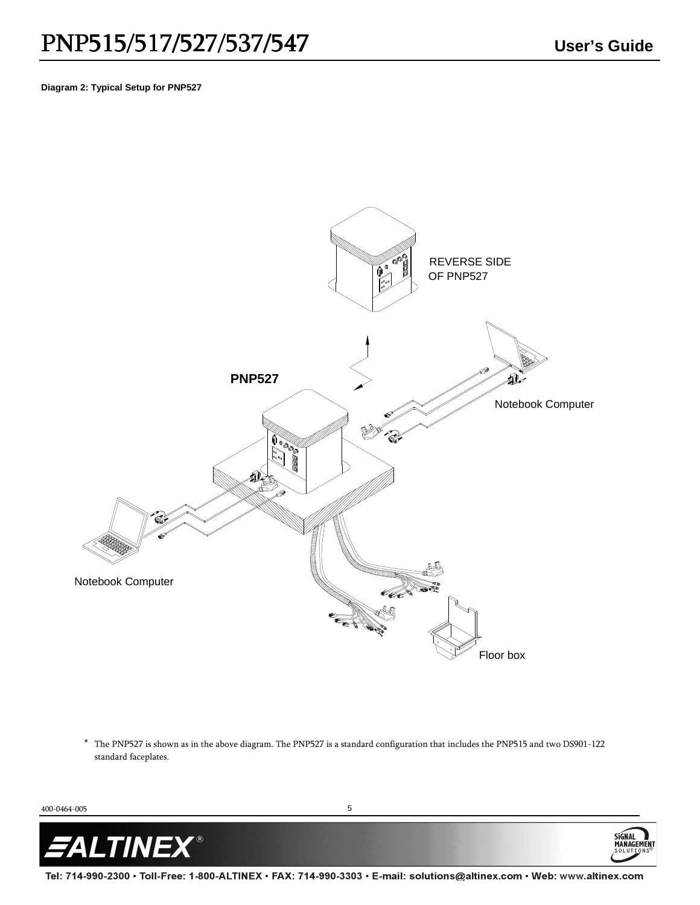**Diagram 2: Typical Setup for PNP527**

REVERSE SIDE OF PNP527

PNP527

Notebook Computer

Notebook Computer

Floor box

\* The PNP527 is shown as in the above diagram. The PNP527 is a standard configuration that includes the PNP515 and two DS901-122 standard faceplates.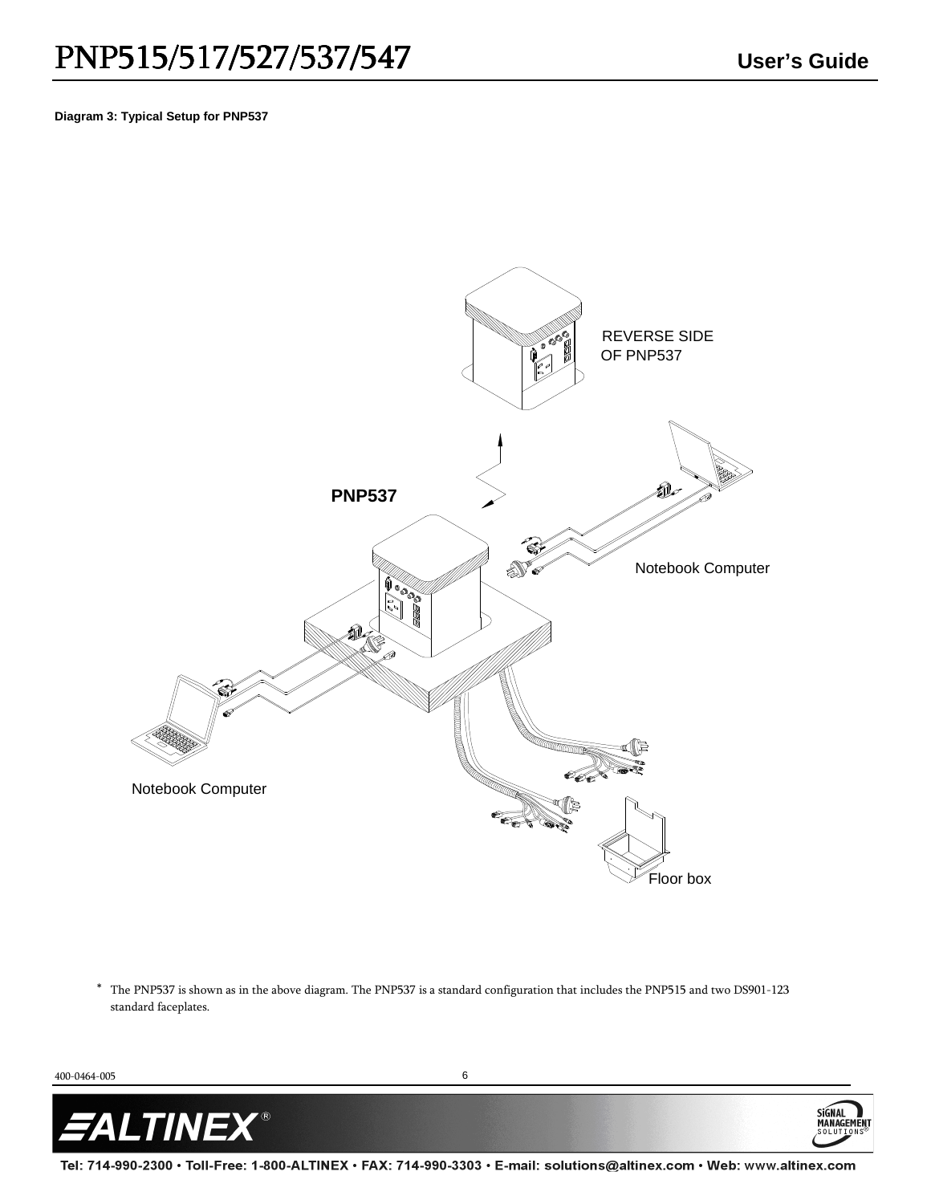**Diagram 3: Typical Setup for PNP537**

REVERSE SIDE OF PNP537

PNP537

Notebook Computer

Notebook Computer

Floor box

* The PNP537 is shown as in the above diagram. The PNP537 is a standard configuration that includes the PNP515 and two DS901-123 standard faceplates.

400-0464-005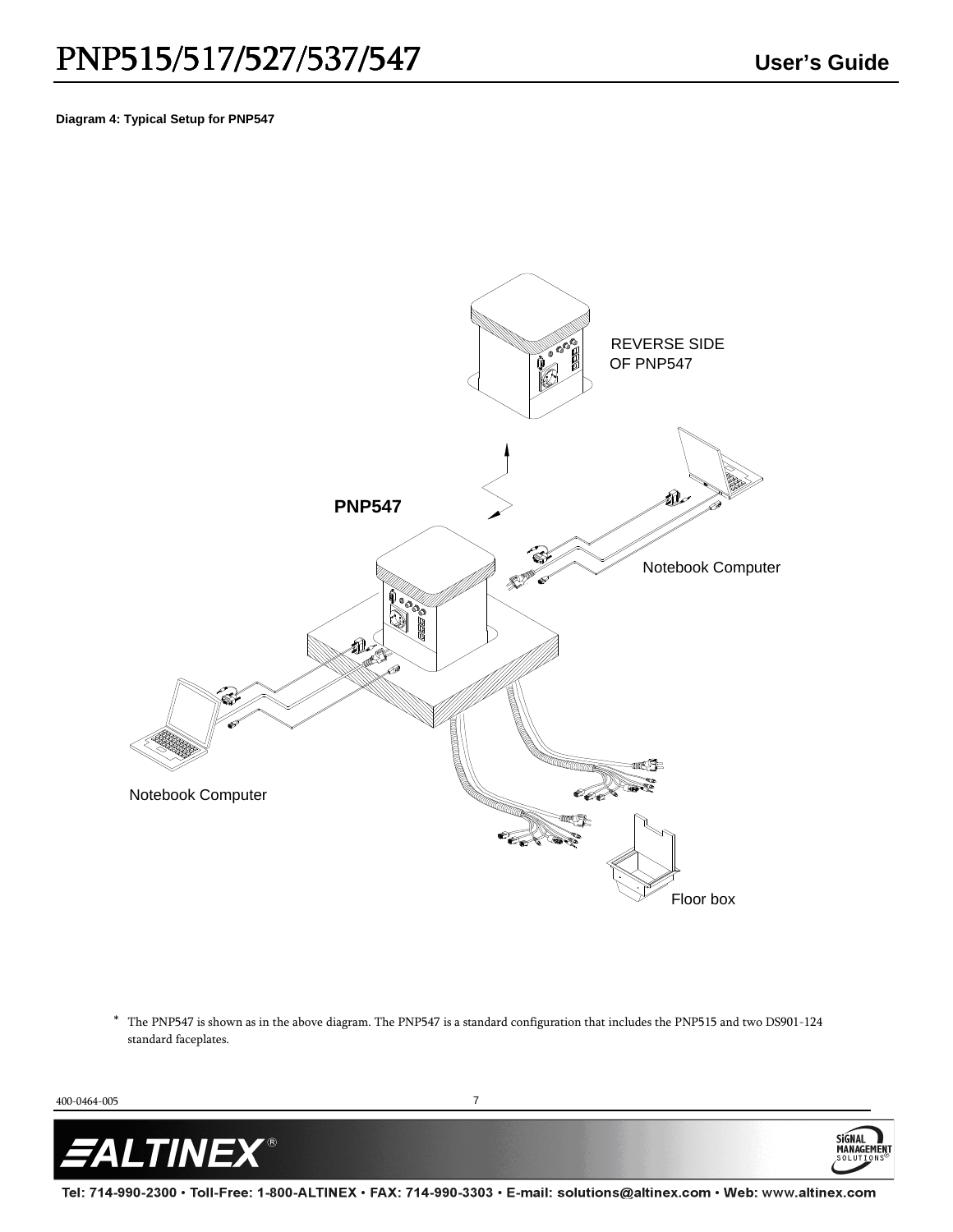**Diagram 4: Typical Setup for PNP547**

REVERSE SIDE OF PNP547

PNP547

Notebook Computer

Notebook Computer

Floor box

* The PNP547 is shown as in the above diagram. The PNP547 is a standard configuration that includes the PNP515 and two DS901-124 standard faceplates.

400-0464-005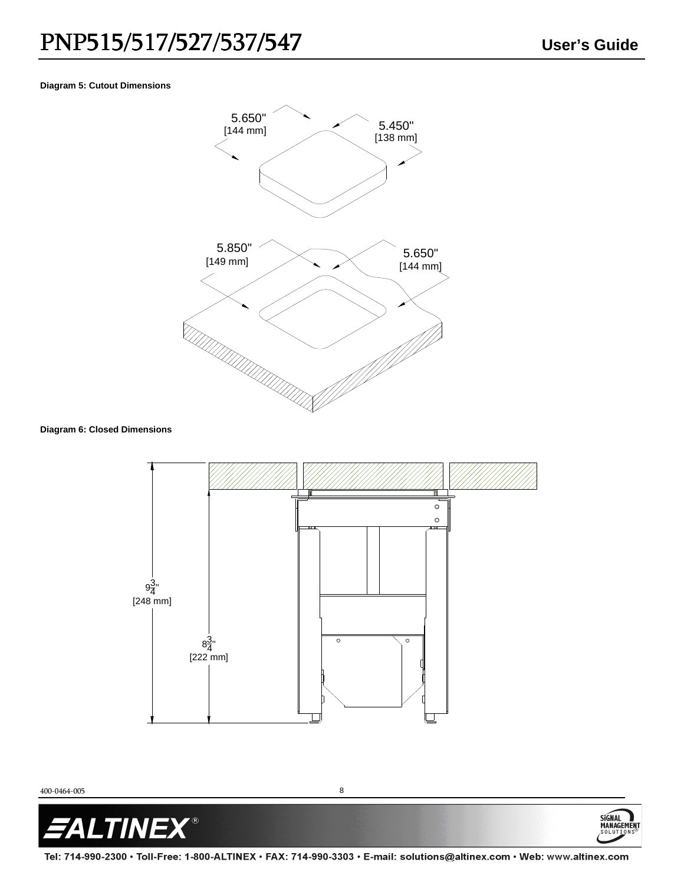**Diagram 5: Cutout Dimensions**

5.650" [144 mm]

5.450" [138 mm]

5.850" [149 mm]

5.650" [144 mm]

**Diagram 6: Closed Dimensions**

$9\frac{3}{4}$" [248 mm]

$8\frac{3}{4}$" [222 mm]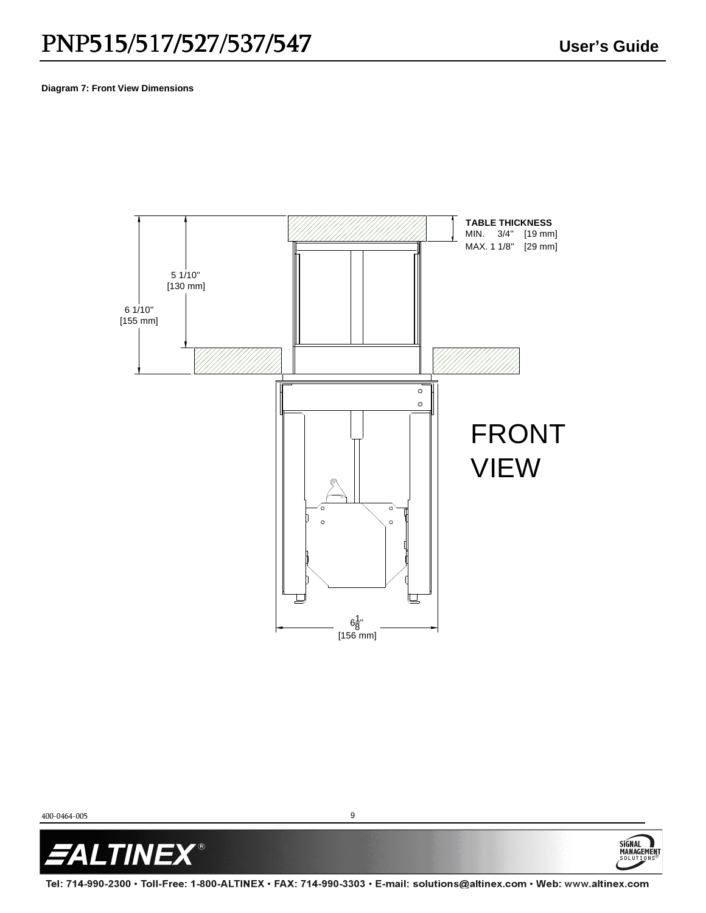**Diagram 7: Front View Dimensions**

TABLE THICKNESS
MIN. 3/4" [19 mm]
MAX. 1 1/8" [29 mm]

5 1/10"
[130 mm]

6 1/10"
[155 mm]

FRONT VIEW

6 1/8"
[156 mm]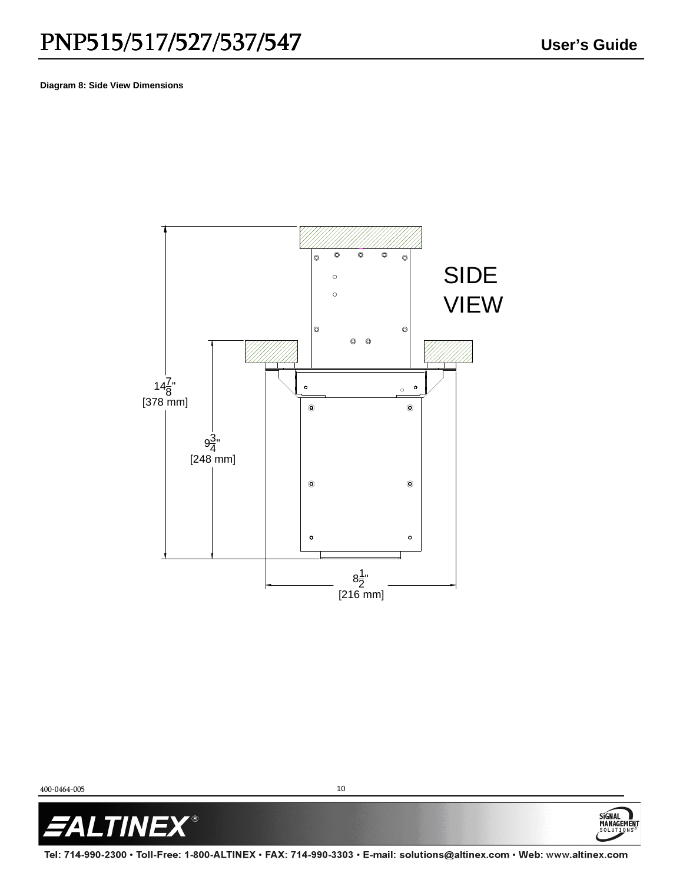**Diagram 8: Side View Dimensions**

SIDE VIEW

$14\frac{7}{8}$"
[378 mm]

$9\frac{3}{4}$"
[248 mm]

$8\frac{1}{2}$"
[216 mm]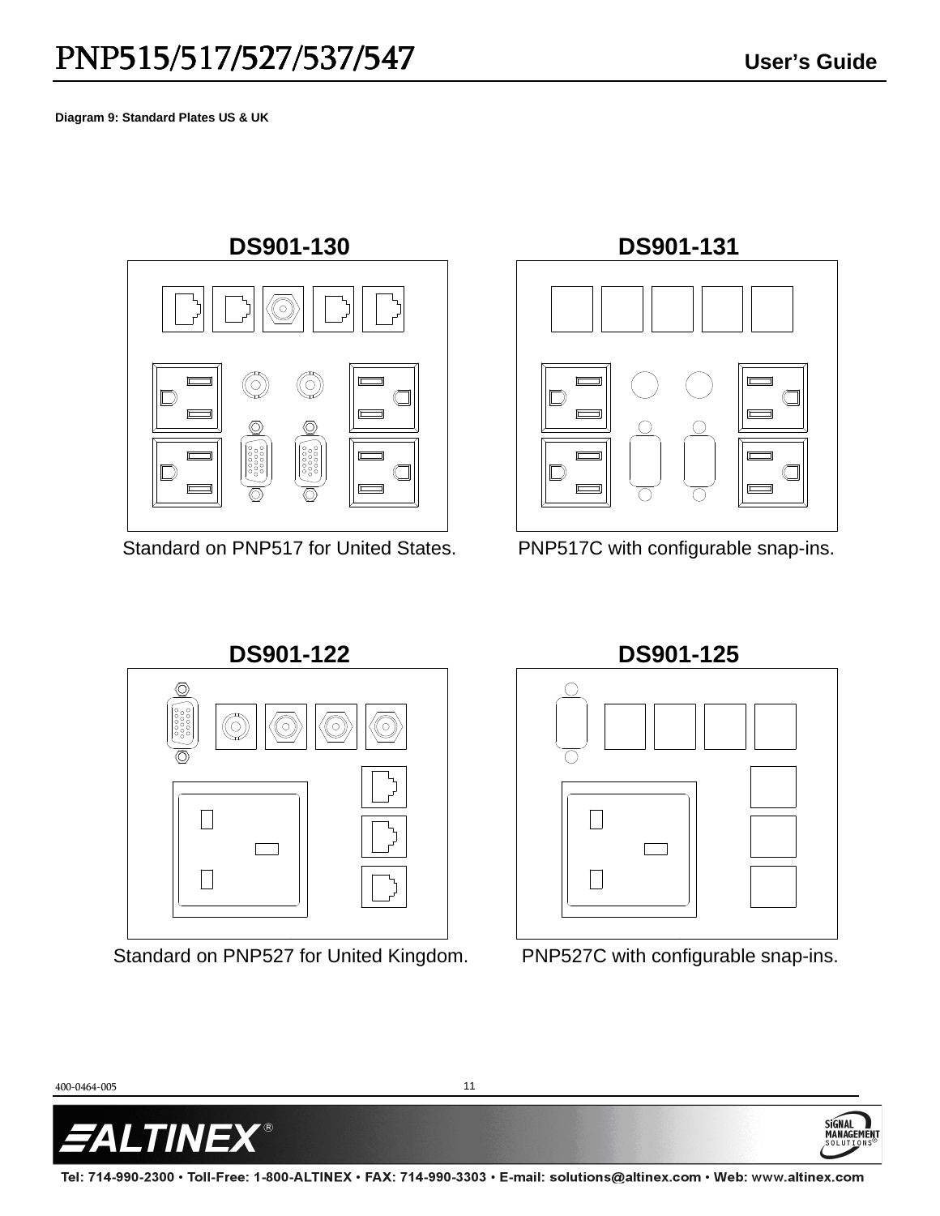**Diagram 9: Standard Plates US & UK**

**DS901-130**

Standard on PNP517 for United States.

**DS901-131**

PNP517C with configurable snap-ins.

**DS901-122**

Standard on PNP527 for United Kingdom.

**DS901-125**

PNP527C with configurable snap-ins.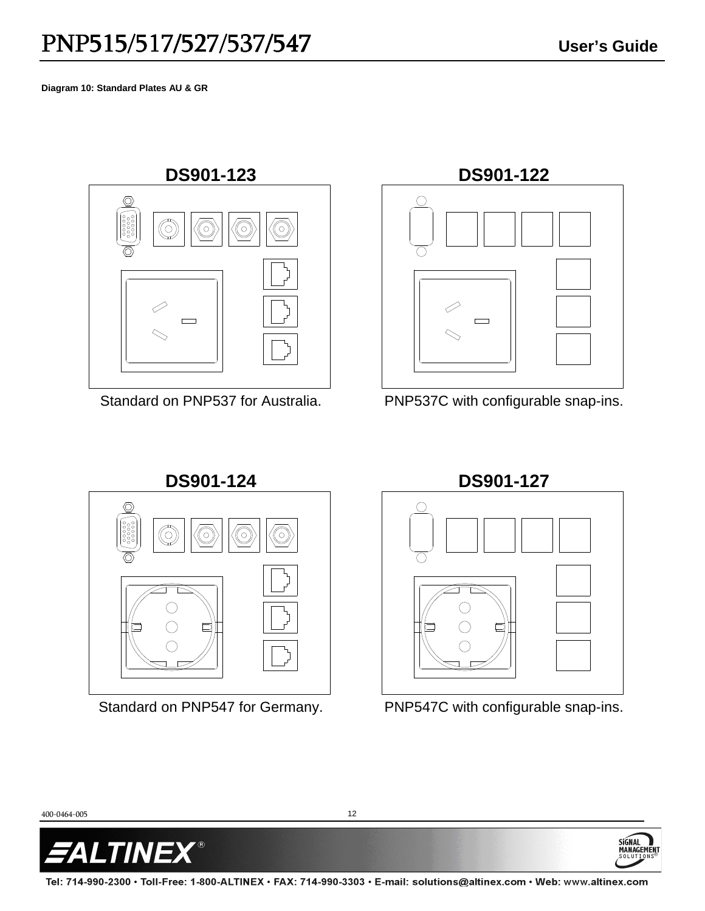**Diagram 10: Standard Plates AU & GR**

**DS901-123**

Standard on PNP537 for Australia.

**DS901-122**

PNP537C with configurable snap-ins.

**DS901-124**

Standard on PNP547 for Germany.

**DS901-127**

PNP547C with configurable snap-ins.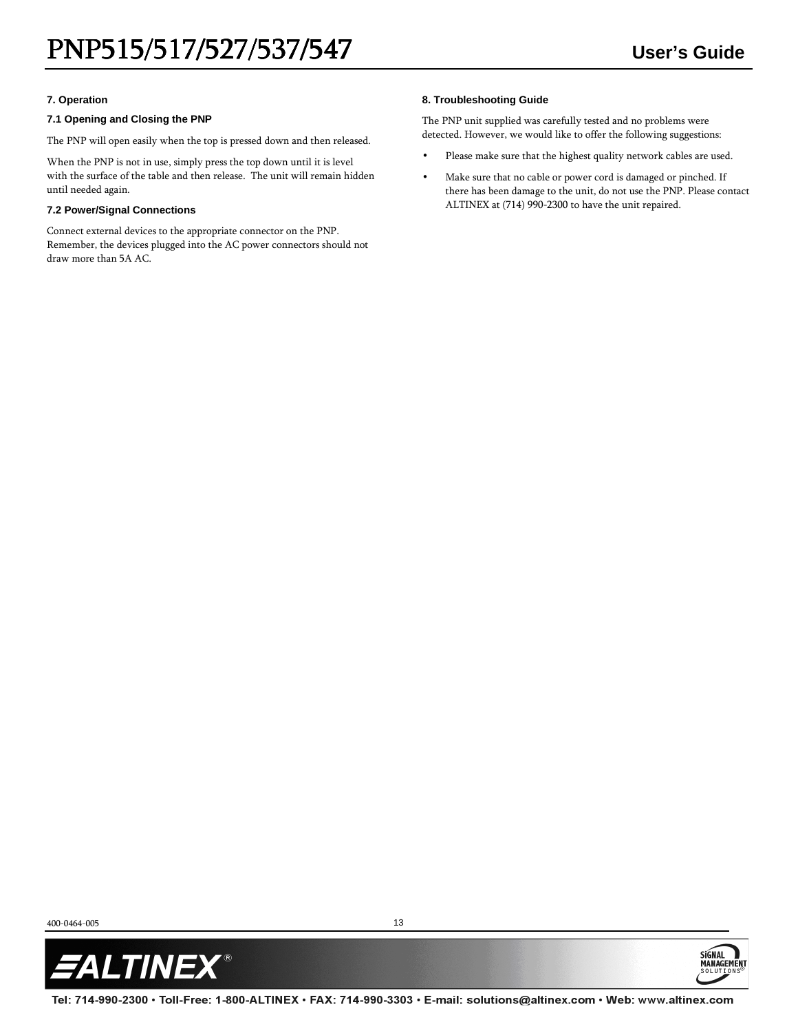## 7. Operation

### 7.1 Opening and Closing the PNP

The PNP will open easily when the top is pressed down and then released.

When the PNP is not in use, simply press the top down until it is level with the surface of the table and then release. The unit will remain hidden until needed again.

### 7.2 Power/Signal Connections

Connect external devices to the appropriate connector on the PNP. Remember, the devices plugged into the AC power connectors should not draw more than 5A AC.

## 8. Troubleshooting Guide

The PNP unit supplied was carefully tested and no problems were detected. However, we would like to offer the following suggestions:

- Please make sure that the highest quality network cables are used.
- Make sure that no cable or power cord is damaged or pinched. If there has been damage to the unit, do not use the PNP. Please contact ALTINEX at (714) 990-2300 to have the unit repaired.